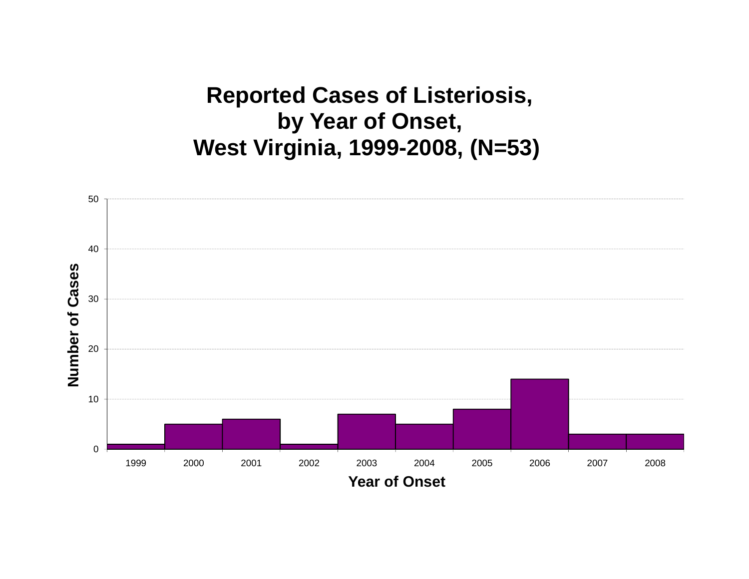# Reported Cases of Listeriosis, by Year of Onset, West Virginia, 1999-2008, (N=53)

| Year of Onset | Number of Cases |
|---|---|
| 1999 | 1 |
| 2000 | 5 |
| 2001 | 6 |
| 2002 | 1 |
| 2003 | 7 |
| 2004 | 5 |
| 2005 | 8 |
| 2006 | 14 |
| 2007 | 3 |
| 2008 | 3 |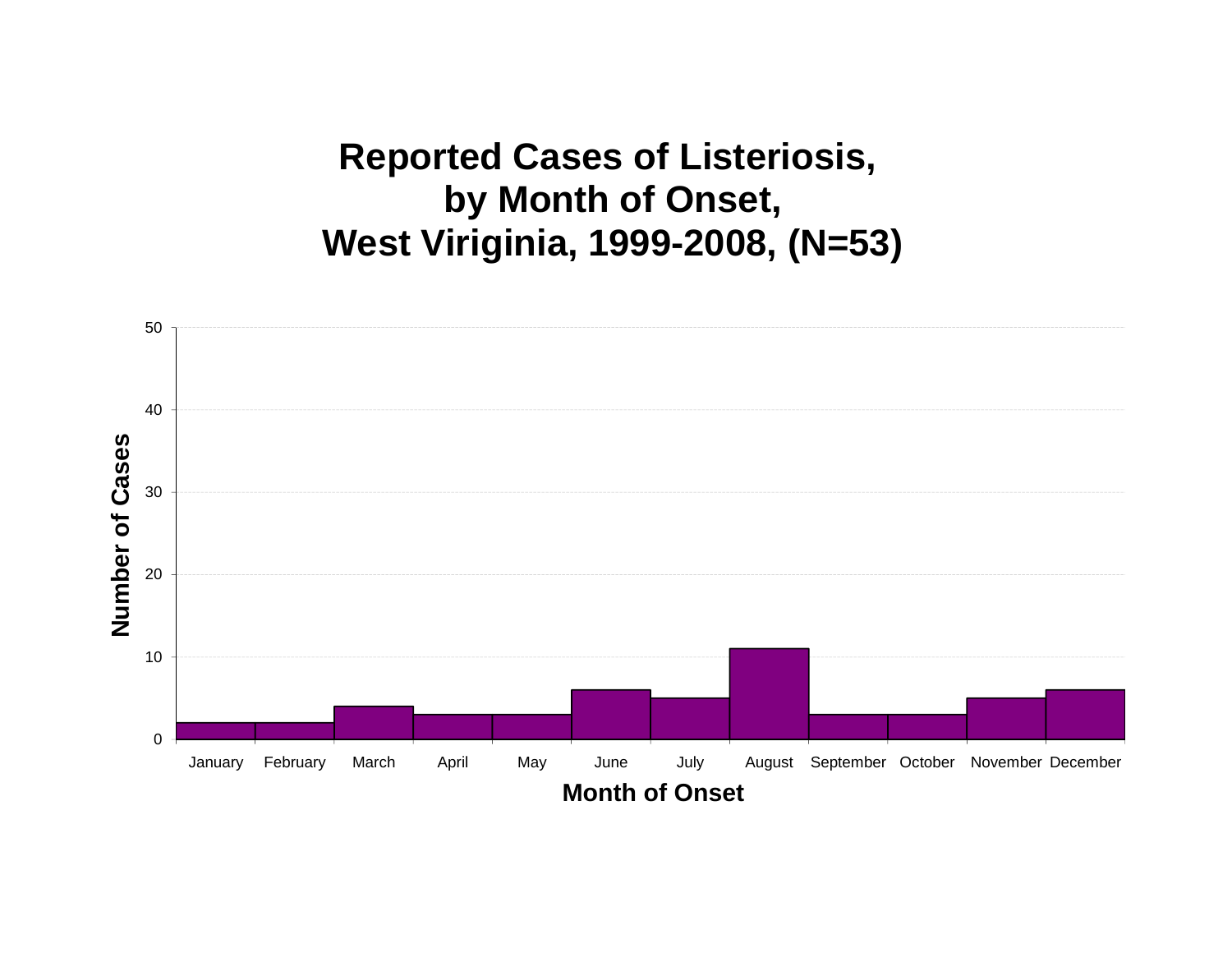# Reported Cases of Listeriosis, by Month of Onset, West Viriginia, 1999-2008, (N=53)

| Month of Onset | Number of Cases |
|---|---|
| January | 2 |
| February | 2 |
| March | 4 |
| April | 3 |
| May | 3 |
| June | 6 |
| July | 5 |
| August | 11 |
| September | 3 |
| October | 3 |
| November | 5 |
| December | 6 |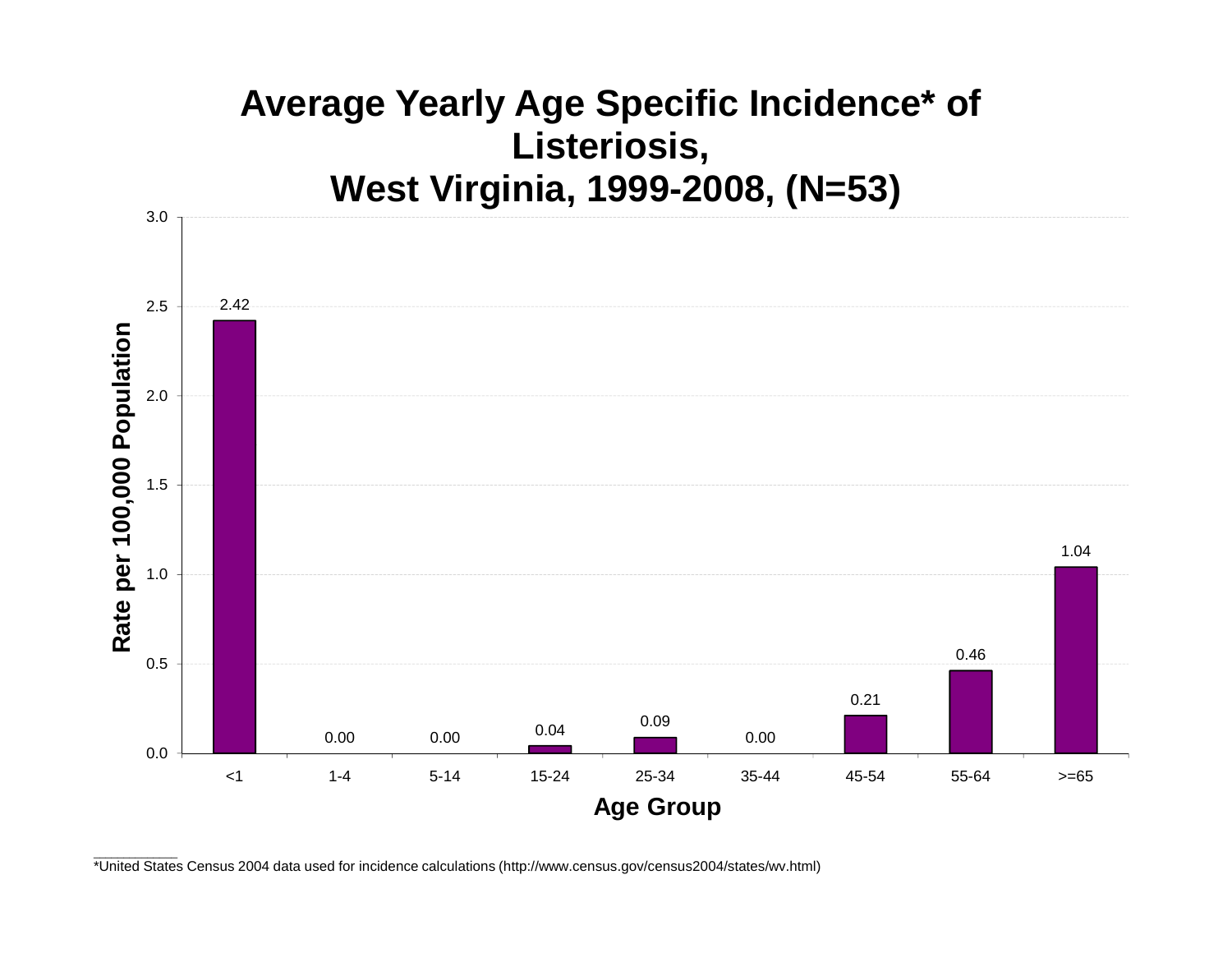# Average Yearly Age Specific Incidence* of Listeriosis, West Virginia, 1999-2008, (N=53)

| Age Group | Rate per 100,000 Population |
|---|---|
| <1 | 2.42 |
| 1-4 | 0.00 |
| 5-14 | 0.00 |
| 15-24 | 0.04 |
| 25-34 | 0.09 |
| 35-44 | 0.00 |
| 45-54 | 0.21 |
| 55-64 | 0.46 |
| >=65 | 1.04 |

*United States Census 2004 data used for incidence calculations (http://www.census.gov/census2004/states/wv.html)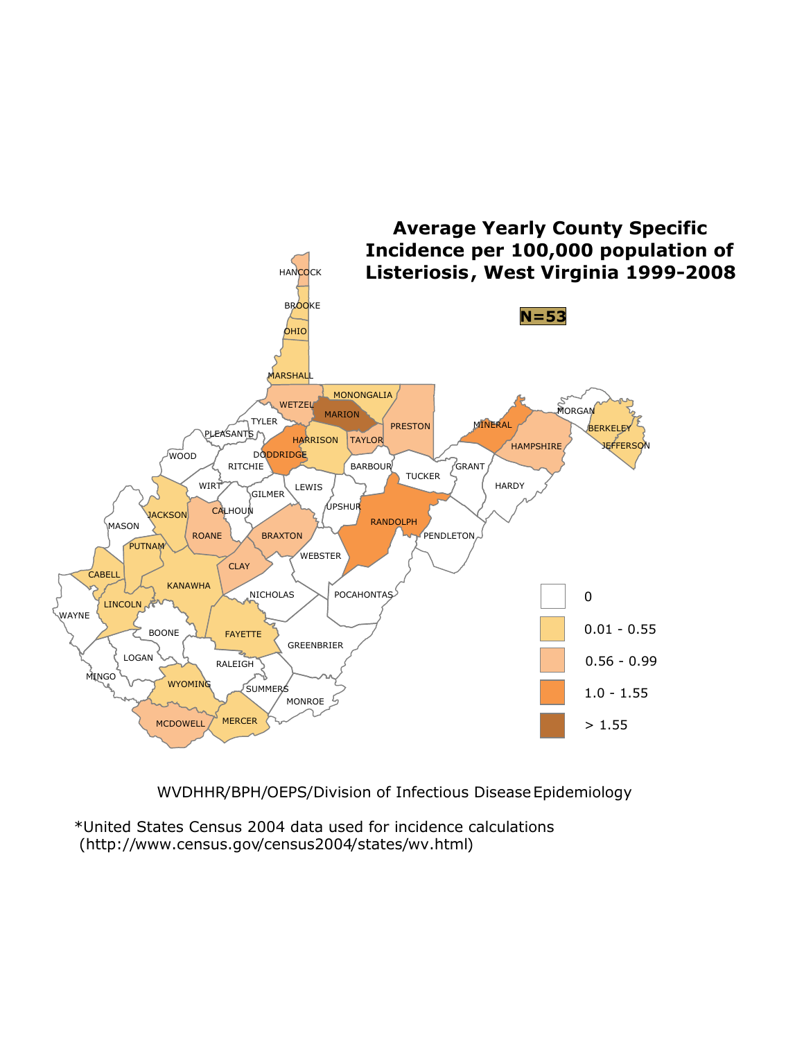# Average Yearly County Specific Incidence per 100,000 population of Listeriosis, West Virginia 1999-2008

**N=53**

HANCOCK
BROOKE
OHIO
MARSHALL
WETZEL
MONONGALIA
MARION
PRESTON
TYLER
PLEASANTS
HARRISON
TAYLOR
MINERAL
MORGAN
BERKELEY
JEFFERSON
HAMPSHIRE
WOOD
DODDRIDGE
RITCHIE
BARBOUR
TUCKER
GRANT
HARDY
WIRT
GILMER
LEWIS
UPSHUR
JACKSON
CALHOUN
RANDOLPH
MASON
ROANE
BRAXTON
PENDLETON
PUTNAM
WEBSTER
CABELL
CLAY
KANAWHA
NICHOLAS
POCAHONTAS
LINCOLN
WAYNE
BOONE
FAYETTE
GREENBRIER
LOGAN
RALEIGH
MINGO
WYOMING
SUMMERS
MONROE
MCDOWELL
MERCER

0
0.01 - 0.55
0.56 - 0.99
1.0 - 1.55
> 1.55

WVDHHR/BPH/OEPS/Division of Infectious Disease Epidemiology

*United States Census 2004 data used for incidence calculations (http://www.census.gov/census2004/states/wv.html)